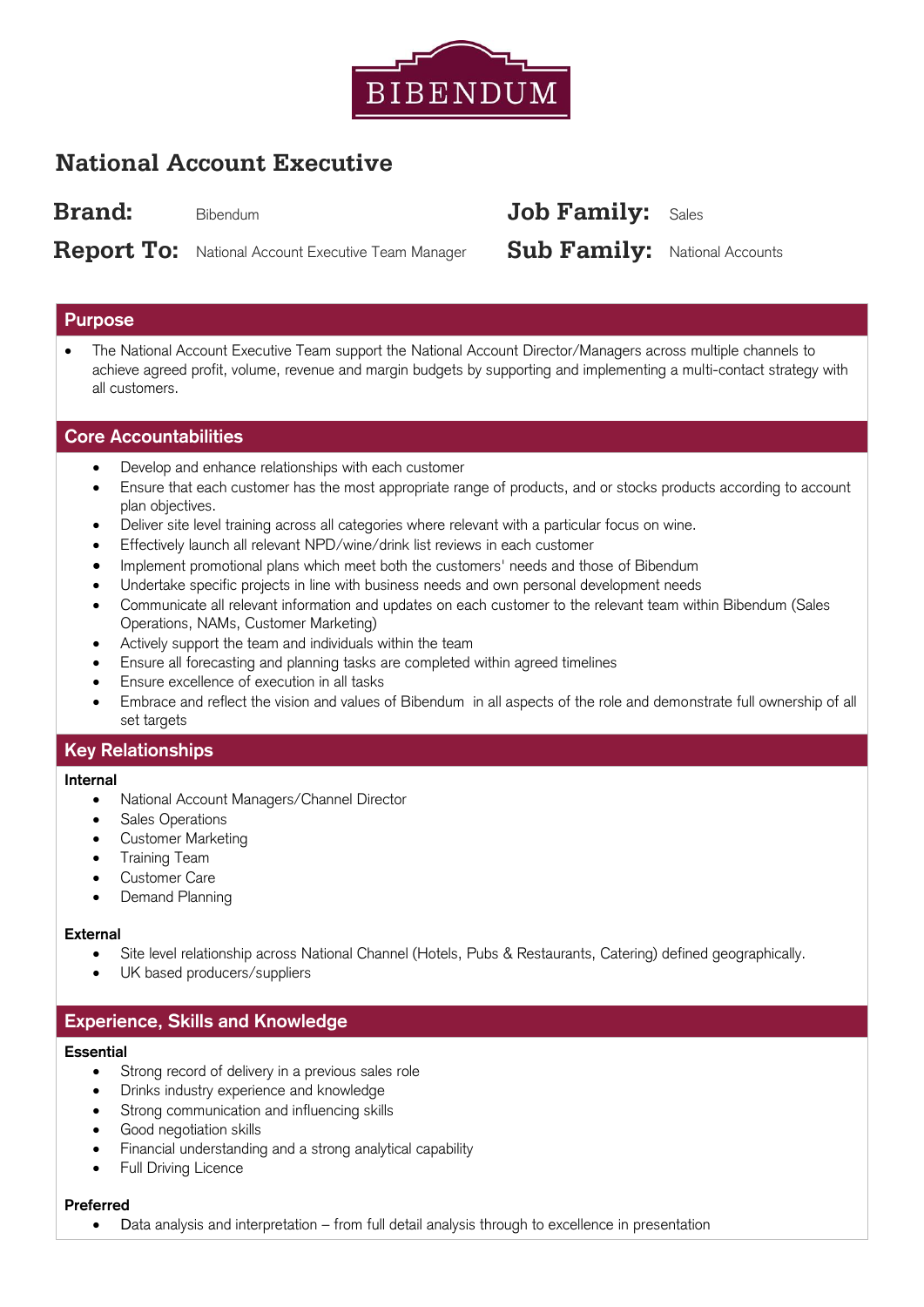BIBENDUM

# National Account Executive

**Brand:** Bibendum

**Job Family:** Sales

**Report To:** National Account Executive Team Manager

**Sub Family:** National Accounts

## Purpose

- The National Account Executive Team support the National Account Director/Managers across multiple channels to achieve agreed profit, volume, revenue and margin budgets by supporting and implementing a multi-contact strategy with all customers.

## Core Accountabilities

- Develop and enhance relationships with each customer
- Ensure that each customer has the most appropriate range of products, and or stocks products according to account plan objectives.
- Deliver site level training across all categories where relevant with a particular focus on wine.
- Effectively launch all relevant NPD/wine/drink list reviews in each customer
- Implement promotional plans which meet both the customers' needs and those of Bibendum
- Undertake specific projects in line with business needs and own personal development needs
- Communicate all relevant information and updates on each customer to the relevant team within Bibendum (Sales Operations, NAMs, Customer Marketing)
- Actively support the team and individuals within the team
- Ensure all forecasting and planning tasks are completed within agreed timelines
- Ensure excellence of execution in all tasks
- Embrace and reflect the vision and values of Bibendum in all aspects of the role and demonstrate full ownership of all set targets

## Key Relationships

**Internal**

- National Account Managers/Channel Director
- Sales Operations
- Customer Marketing
- Training Team
- Customer Care
- Demand Planning

**External**

- Site level relationship across National Channel (Hotels, Pubs & Restaurants, Catering) defined geographically.
- UK based producers/suppliers

## Experience, Skills and Knowledge

**Essential**

- Strong record of delivery in a previous sales role
- Drinks industry experience and knowledge
- Strong communication and influencing skills
- Good negotiation skills
- Financial understanding and a strong analytical capability
- Full Driving Licence

**Preferred**

- Data analysis and interpretation – from full detail analysis through to excellence in presentation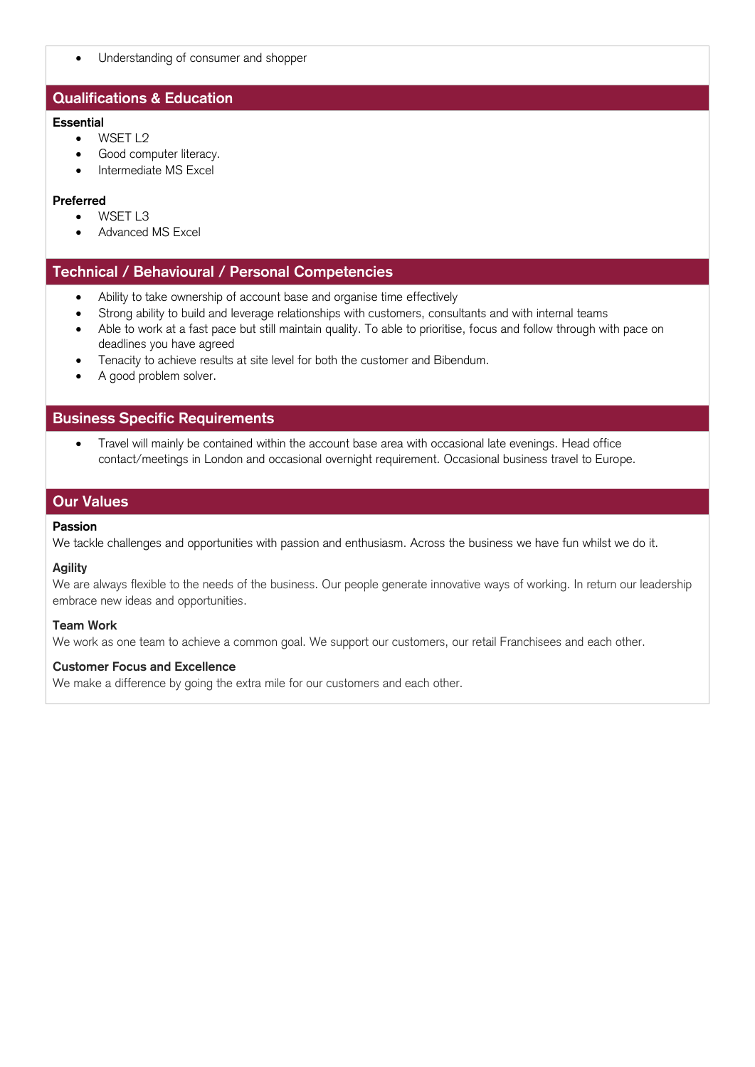- Understanding of consumer and shopper

## Qualifications & Education

**Essential**

- WSET L2
- Good computer literacy.
- Intermediate MS Excel

**Preferred**

- WSET L3
- Advanced MS Excel

## Technical / Behavioural / Personal Competencies

- Ability to take ownership of account base and organise time effectively
- Strong ability to build and leverage relationships with customers, consultants and with internal teams
- Able to work at a fast pace but still maintain quality. To able to prioritise, focus and follow through with pace on deadlines you have agreed
- Tenacity to achieve results at site level for both the customer and Bibendum.
- A good problem solver.

## Business Specific Requirements

- Travel will mainly be contained within the account base area with occasional late evenings. Head office contact/meetings in London and occasional overnight requirement. Occasional business travel to Europe.

## Our Values

**Passion**

We tackle challenges and opportunities with passion and enthusiasm. Across the business we have fun whilst we do it.

**Agility**

We are always flexible to the needs of the business. Our people generate innovative ways of working. In return our leadership embrace new ideas and opportunities.

**Team Work**

We work as one team to achieve a common goal. We support our customers, our retail Franchisees and each other.

**Customer Focus and Excellence**

We make a difference by going the extra mile for our customers and each other.